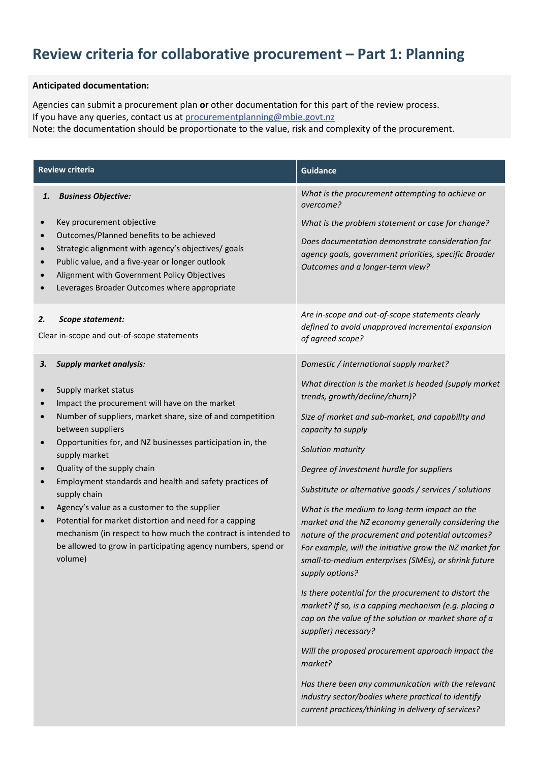# Review criteria for collaborative procurement – Part 1: Planning

**Anticipated documentation:**

Agencies can submit a procurement plan **or** other documentation for this part of the review process.
If you have any queries, contact us at procurementplanning@mbie.govt.nz
Note: the documentation should be proportionate to the value, risk and complexity of the procurement.

| Review criteria | Guidance |
|---|---|
| ***1. Business Objective:***<br><br>• Key procurement objective<br>• Outcomes/Planned benefits to be achieved<br>• Strategic alignment with agency's objectives/ goals<br>• Public value, and a five-year or longer outlook<br>• Alignment with Government Policy Objectives<br>• Leverages Broader Outcomes where appropriate | *What is the procurement attempting to achieve or overcome?*<br><br>*What is the problem statement or case for change?*<br><br>*Does documentation demonstrate consideration for agency goals, government priorities, specific Broader Outcomes and a longer-term view?* |
| ***2. Scope statement:***<br><br>Clear in-scope and out-of-scope statements | *Are in-scope and out-of-scope statements clearly defined to avoid unapproved incremental expansion of agreed scope?* |
| ***3. Supply market analysis:***<br><br>• Supply market status<br>• Impact the procurement will have on the market<br>• Number of suppliers, market share, size of and competition between suppliers<br>• Opportunities for, and NZ businesses participation in, the supply market<br>• Quality of the supply chain<br>• Employment standards and health and safety practices of supply chain<br>• Agency's value as a customer to the supplier<br>• Potential for market distortion and need for a capping mechanism (in respect to how much the contract is intended to be allowed to grow in participating agency numbers, spend or volume) | *Domestic / international supply market?*<br><br>*What direction is the market is headed (supply market trends, growth/decline/churn)?*<br><br>*Size of market and sub-market, and capability and capacity to supply*<br><br>*Solution maturity*<br><br>*Degree of investment hurdle for suppliers*<br><br>*Substitute or alternative goods / services / solutions*<br><br>*What is the medium to long-term impact on the market and the NZ economy generally considering the nature of the procurement and potential outcomes? For example, will the initiative grow the NZ market for small-to-medium enterprises (SMEs), or shrink future supply options?*<br><br>*Is there potential for the procurement to distort the market? If so, is a capping mechanism (e.g. placing a cap on the value of the solution or market share of a supplier) necessary?*<br><br>*Will the proposed procurement approach impact the market?*<br><br>*Has there been any communication with the relevant industry sector/bodies where practical to identify current practices/thinking in delivery of services?* |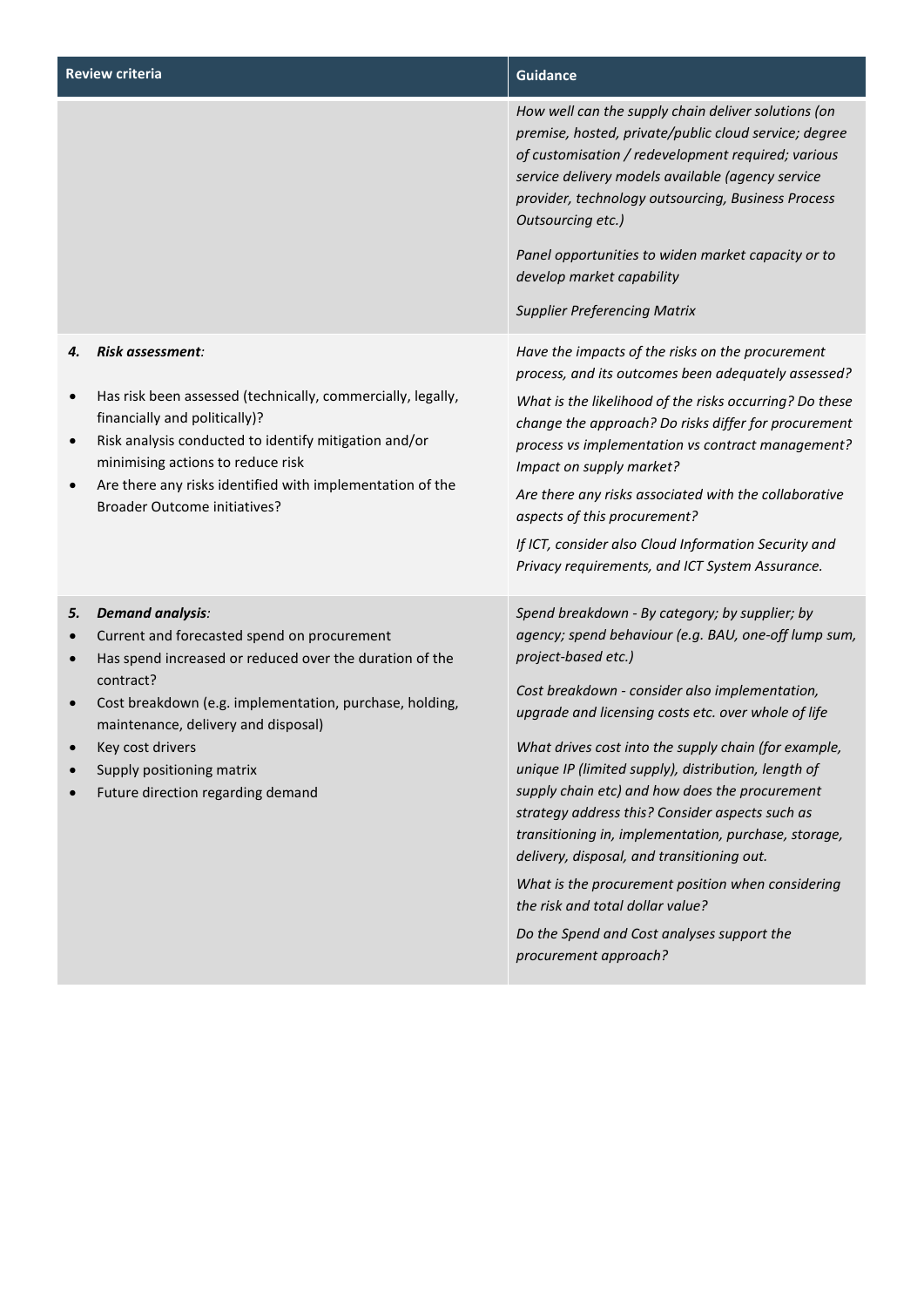| Review criteria | Guidance |
|---|---|
| | *How well can the supply chain deliver solutions (on premise, hosted, private/public cloud service; degree of customisation / redevelopment required; various service delivery models available (agency service provider, technology outsourcing, Business Process Outsourcing etc.)*<br><br>*Panel opportunities to widen market capacity or to develop market capability*<br><br>*Supplier Preferencing Matrix* |
| ***4. Risk assessment:***<br><br>• Has risk been assessed (technically, commercially, legally, financially and politically)?<br>• Risk analysis conducted to identify mitigation and/or minimising actions to reduce risk<br>• Are there any risks identified with implementation of the Broader Outcome initiatives? | *Have the impacts of the risks on the procurement process, and its outcomes been adequately assessed?*<br><br>*What is the likelihood of the risks occurring? Do these change the approach? Do risks differ for procurement process vs implementation vs contract management? Impact on supply market?*<br><br>*Are there any risks associated with the collaborative aspects of this procurement?*<br><br>*If ICT, consider also Cloud Information Security and Privacy requirements, and ICT System Assurance.* |
| ***5. Demand analysis:***<br>• Current and forecasted spend on procurement<br>• Has spend increased or reduced over the duration of the contract?<br>• Cost breakdown (e.g. implementation, purchase, holding, maintenance, delivery and disposal)<br>• Key cost drivers<br>• Supply positioning matrix<br>• Future direction regarding demand | *Spend breakdown - By category; by supplier; by agency; spend behaviour (e.g. BAU, one-off lump sum, project-based etc.)*<br><br>*Cost breakdown - consider also implementation, upgrade and licensing costs etc. over whole of life*<br><br>*What drives cost into the supply chain (for example, unique IP (limited supply), distribution, length of supply chain etc) and how does the procurement strategy address this? Consider aspects such as transitioning in, implementation, purchase, storage, delivery, disposal, and transitioning out.*<br><br>*What is the procurement position when considering the risk and total dollar value?*<br><br>*Do the Spend and Cost analyses support the procurement approach?* |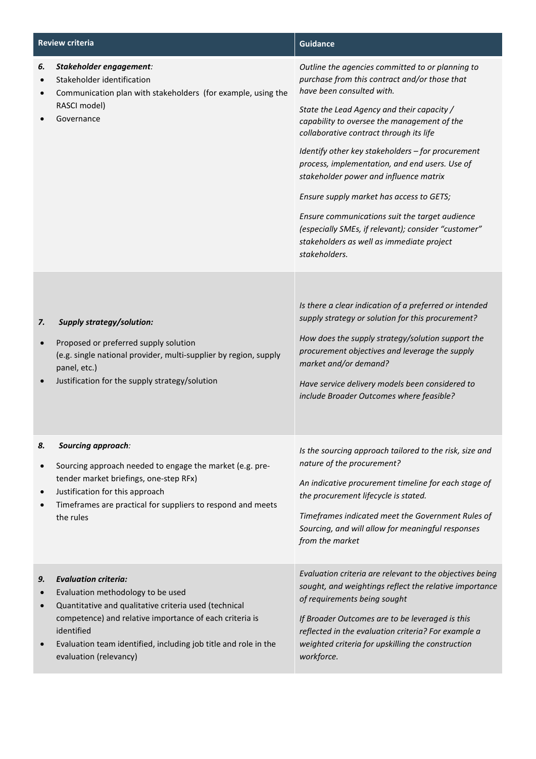| Review criteria | Guidance |
|---|---|
| ***6. Stakeholder engagement:***<br>• Stakeholder identification<br>• Communication plan with stakeholders (for example, using the RASCI model)<br>• Governance | *Outline the agencies committed to or planning to purchase from this contract and/or those that have been consulted with.*<br>*State the Lead Agency and their capacity / capability to oversee the management of the collaborative contract through its life*<br>*Identify other key stakeholders – for procurement process, implementation, and end users. Use of stakeholder power and influence matrix*<br>*Ensure supply market has access to GETS;*<br>*Ensure communications suit the target audience (especially SMEs, if relevant); consider "customer" stakeholders as well as immediate project stakeholders.* |
| ***7. Supply strategy/solution:***<br>• Proposed or preferred supply solution (e.g. single national provider, multi-supplier by region, supply panel, etc.)<br>• Justification for the supply strategy/solution | *Is there a clear indication of a preferred or intended supply strategy or solution for this procurement?*<br>*How does the supply strategy/solution support the procurement objectives and leverage the supply market and/or demand?*<br>*Have service delivery models been considered to include Broader Outcomes where feasible?* |
| ***8. Sourcing approach:***<br>• Sourcing approach needed to engage the market (e.g. pre-tender market briefings, one-step RFx)<br>• Justification for this approach<br>• Timeframes are practical for suppliers to respond and meets the rules | *Is the sourcing approach tailored to the risk, size and nature of the procurement?*<br>*An indicative procurement timeline for each stage of the procurement lifecycle is stated.*<br>*Timeframes indicated meet the Government Rules of Sourcing, and will allow for meaningful responses from the market* |
| ***9. Evaluation criteria:***<br>• Evaluation methodology to be used<br>• Quantitative and qualitative criteria used (technical competence) and relative importance of each criteria is identified<br>• Evaluation team identified, including job title and role in the evaluation (relevancy) | *Evaluation criteria are relevant to the objectives being sought, and weightings reflect the relative importance of requirements being sought*<br>*If Broader Outcomes are to be leveraged is this reflected in the evaluation criteria? For example a weighted criteria for upskilling the construction workforce.* |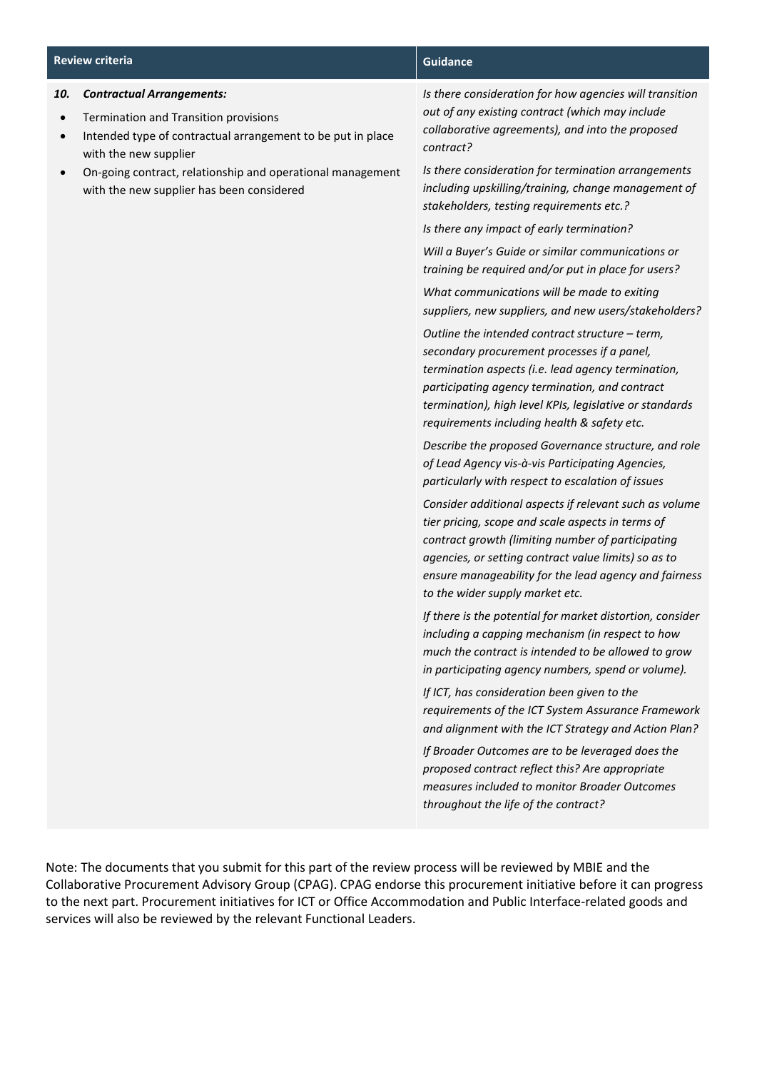| Review criteria | Guidance |
| --- | --- |
| ***10. Contractual Arrangements:***<br>• Termination and Transition provisions<br>• Intended type of contractual arrangement to be put in place with the new supplier<br>• On-going contract, relationship and operational management with the new supplier has been considered | *Is there consideration for how agencies will transition out of any existing contract (which may include collaborative agreements), and into the proposed contract?*<br>*Is there consideration for termination arrangements including upskilling/training, change management of stakeholders, testing requirements etc.?*<br>*Is there any impact of early termination?*<br>*Will a Buyer's Guide or similar communications or training be required and/or put in place for users?*<br>*What communications will be made to exiting suppliers, new suppliers, and new users/stakeholders?*<br>*Outline the intended contract structure – term, secondary procurement processes if a panel, termination aspects (i.e. lead agency termination, participating agency termination, and contract termination), high level KPIs, legislative or standards requirements including health & safety etc.*<br>*Describe the proposed Governance structure, and role of Lead Agency vis-à-vis Participating Agencies, particularly with respect to escalation of issues*<br>*Consider additional aspects if relevant such as volume tier pricing, scope and scale aspects in terms of contract growth (limiting number of participating agencies, or setting contract value limits) so as to ensure manageability for the lead agency and fairness to the wider supply market etc.*<br>*If there is the potential for market distortion, consider including a capping mechanism (in respect to how much the contract is intended to be allowed to grow in participating agency numbers, spend or volume).*<br>*If ICT, has consideration been given to the requirements of the ICT System Assurance Framework and alignment with the ICT Strategy and Action Plan?*<br>*If Broader Outcomes are to be leveraged does the proposed contract reflect this? Are appropriate measures included to monitor Broader Outcomes throughout the life of the contract?* |

Note: The documents that you submit for this part of the review process will be reviewed by MBIE and the Collaborative Procurement Advisory Group (CPAG). CPAG endorse this procurement initiative before it can progress to the next part. Procurement initiatives for ICT or Office Accommodation and Public Interface-related goods and services will also be reviewed by the relevant Functional Leaders.